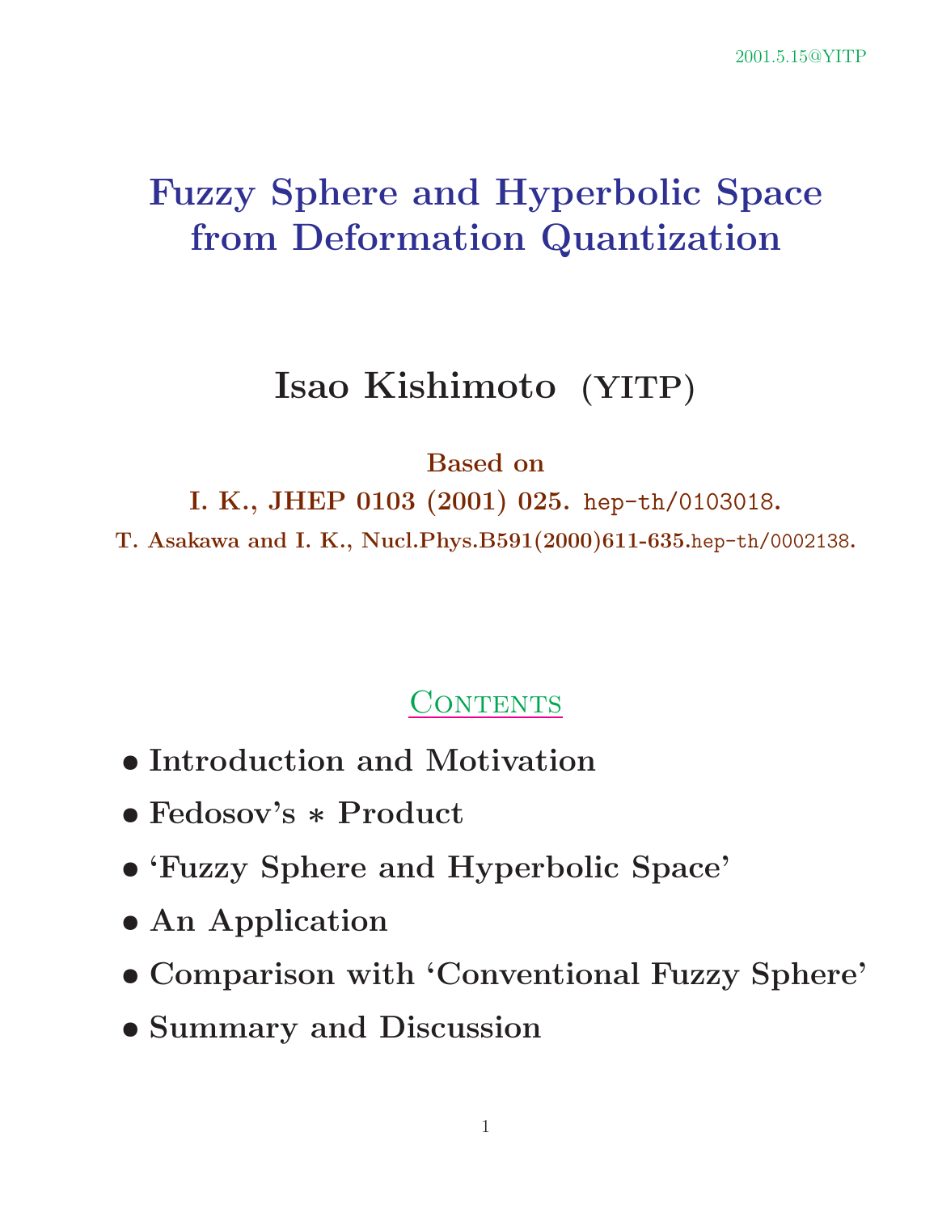2001.5.15@YITP

# Fuzzy Sphere and Hyperbolic Space from Deformation Quantization

## Isao Kishimoto (YITP)

**Based on**

**I. K., JHEP 0103 (2001) 025.** `hep-th/0103018`.

**T. Asakawa and I. K., Nucl.Phys.B591(2000)611-635.**`hep-th/0002138`.

## Contents

- **Introduction and Motivation**
- **Fedosov's * Product**
- **'Fuzzy Sphere and Hyperbolic Space'**
- **An Application**
- **Comparison with 'Conventional Fuzzy Sphere'**
- **Summary and Discussion**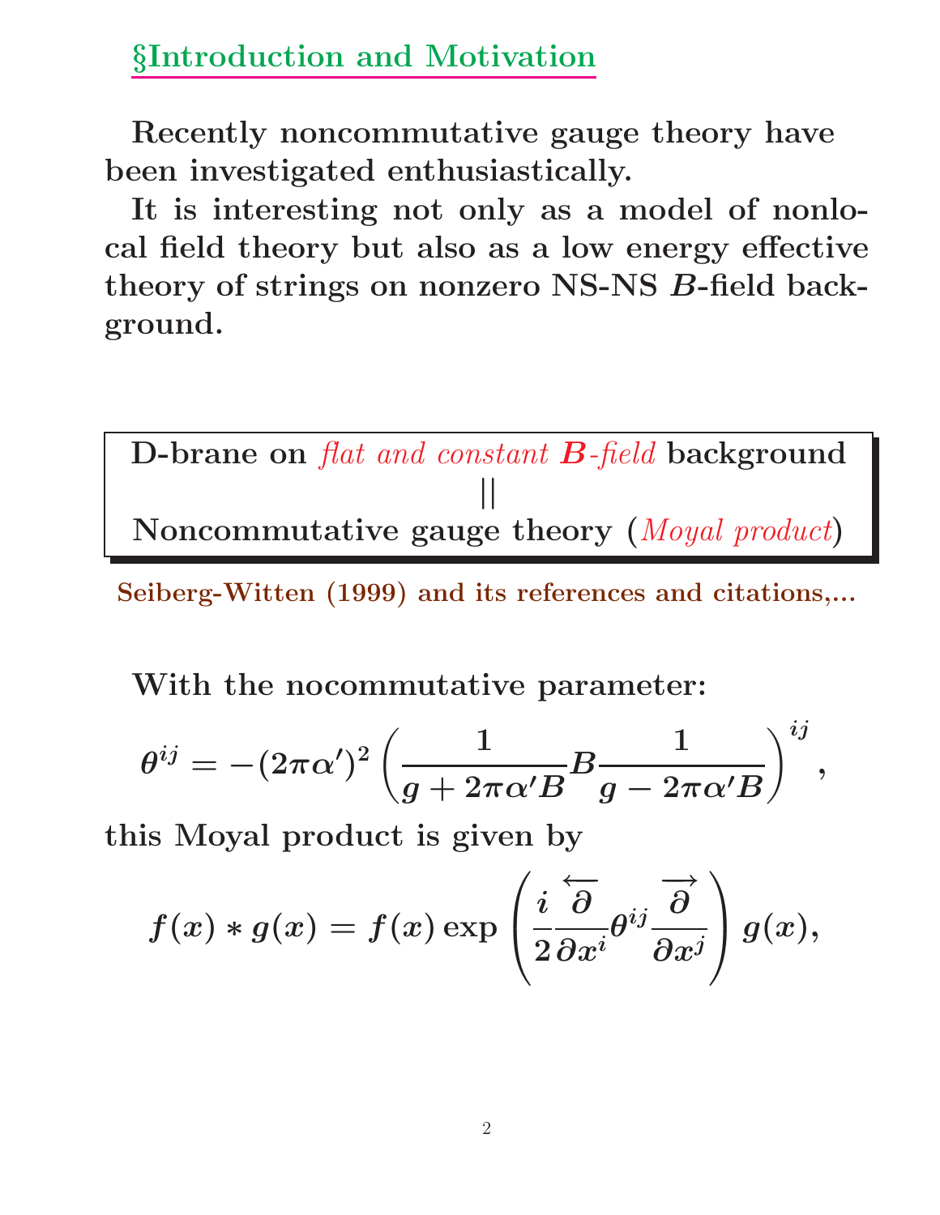## §Introduction and Motivation

**Recently noncommutative gauge theory have been investigated enthusiastically.**

**It is interesting not only as a model of nonlocal field theory but also as a low energy effective theory of strings on nonzero NS-NS $B$-field background.**

| D-brane on *flat and constant* $\boldsymbol{B}$*-field* background |
|---|
| \|\| |
| Noncommutative gauge theory (*Moyal product*) |

**Seiberg-Witten (1999) and its references and citations,...**

**With the nocommutative parameter:**

$$\theta^{ij} = -(2\pi\alpha')^2 \left( \frac{1}{g + 2\pi\alpha' B} B \frac{1}{g - 2\pi\alpha' B} \right)^{ij},$$

**this Moyal product is given by**

$$f(x) * g(x) = f(x) \exp\left( \frac{i}{2} \frac{\overleftarrow{\partial}}{\partial x^i} \theta^{ij} \frac{\overrightarrow{\partial}}{\partial x^j} \right) g(x),$$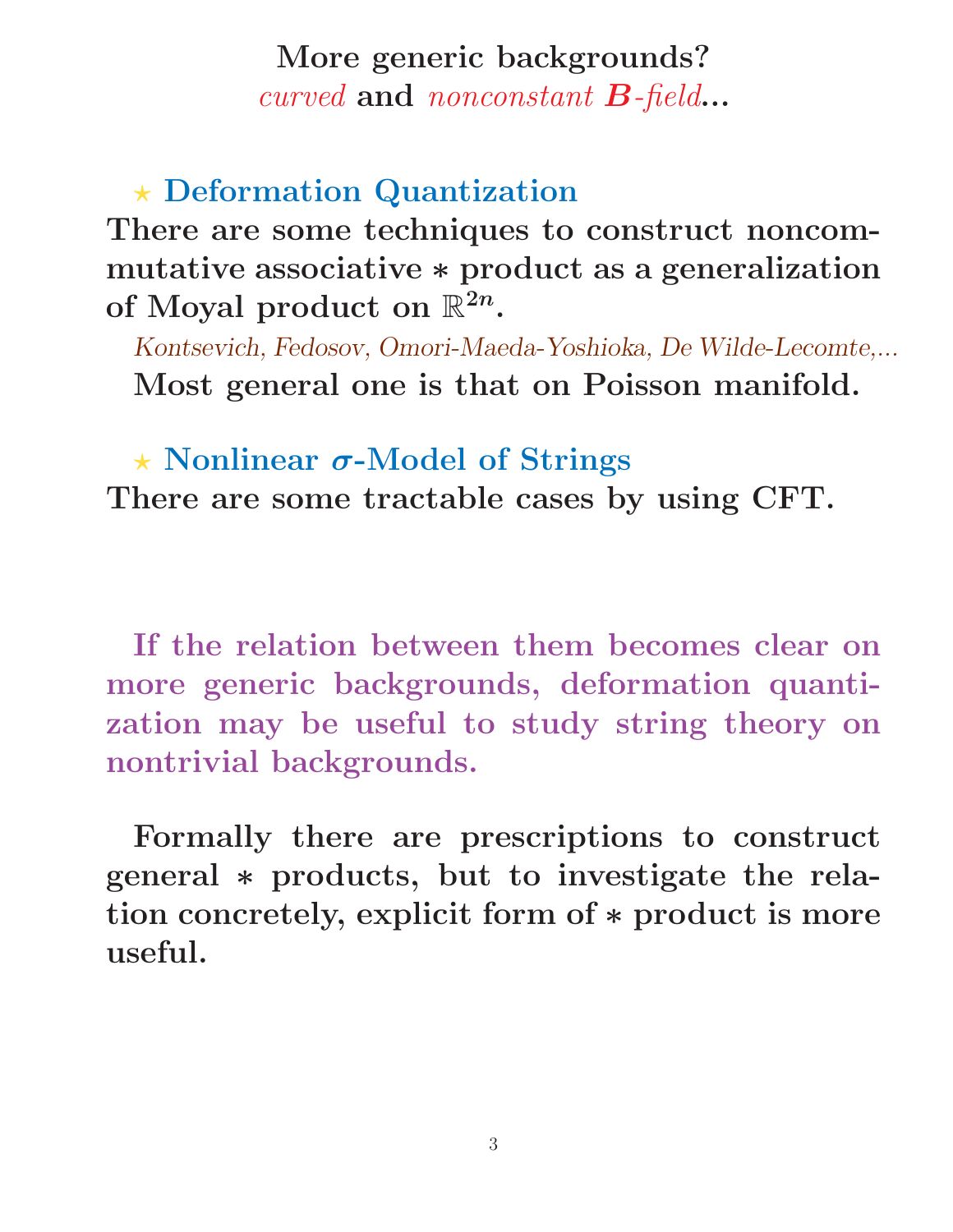## More generic backgrounds?
## *curved* and *nonconstant $B$-field*...

⋆ **Deformation Quantization**

**There are some techniques to construct noncommutative associative $*$ product as a generalization of Moyal product on $\mathbb{R}^{2n}$.**

*Kontsevich, Fedosov, Omori-Maeda-Yoshioka, De Wilde-Lecomte,...*

**Most general one is that on Poisson manifold.**

⋆ **Nonlinear $\sigma$-Model of Strings**

**There are some tractable cases by using CFT.**

**If the relation between them becomes clear on more generic backgrounds, deformation quantization may be useful to study string theory on nontrivial backgrounds.**

**Formally there are prescriptions to construct general $*$ products, but to investigate the relation concretely, explicit form of $*$ product is more useful.**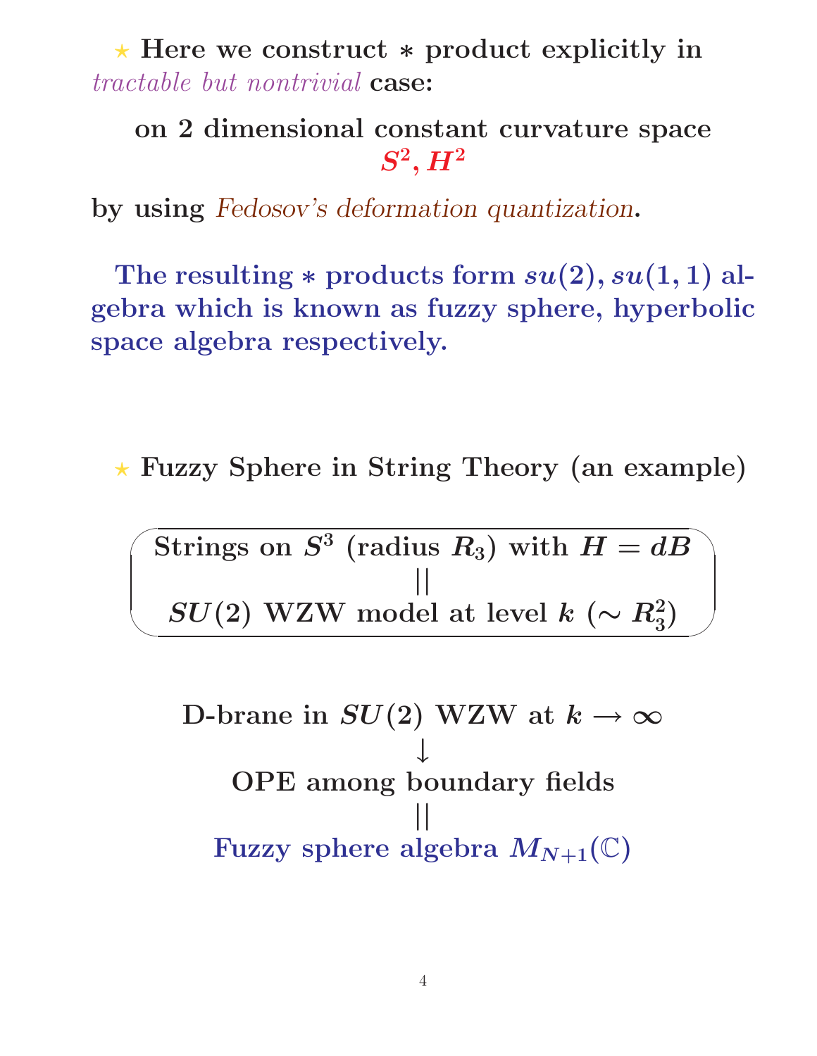⋆ **Here we construct $*$ product explicitly in** *tractable but nontrivial* **case:**

**on 2 dimensional constant curvature space** $S^2, H^2$

**by using** *Fedosov's deformation quantization*.

**The resulting $*$ products form $su(2), su(1,1)$ algebra which is known as fuzzy sphere, hyperbolic space algebra respectively.**

⋆ **Fuzzy Sphere in String Theory (an example)**

**Strings on $S^3$ (radius $R_3$) with $H = dB$**
**||**
**$SU(2)$ WZW model at level $k$ ($\sim R_3^2$)**

**D-brane in $SU(2)$ WZW at $k \to \infty$**
**↓**
**OPE among boundary fields**
**||**
**Fuzzy sphere algebra $M_{N+1}(\mathbb{C})$**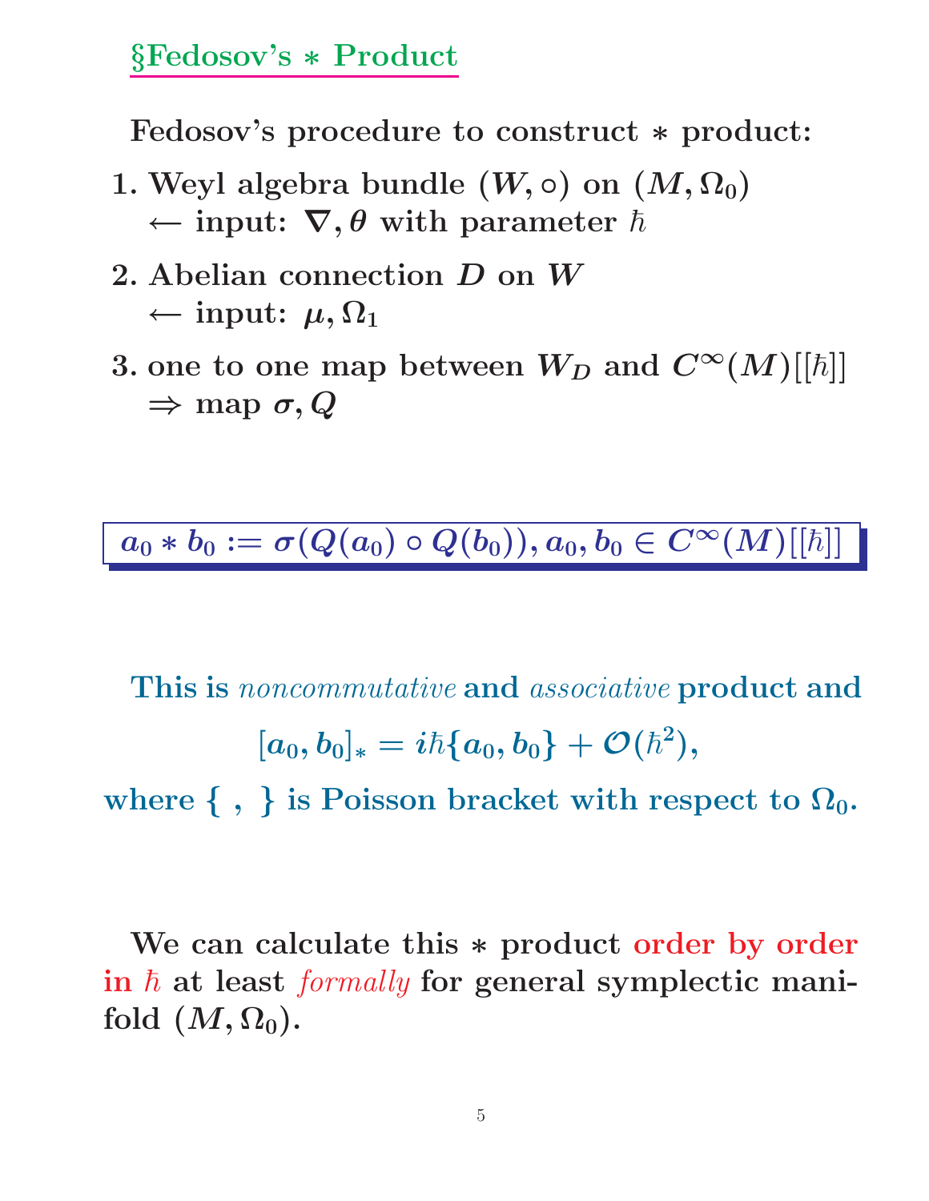## §Fedosov's $*$ Product

**Fedosov's procedure to construct $*$ product:**

1. **Weyl algebra bundle $(W, \circ)$ on $(M, \Omega_0)$**
   **$\leftarrow$ input: $\nabla, \theta$ with parameter $\hbar$**

2. **Abelian connection $D$ on $W$**
   **$\leftarrow$ input: $\mu, \Omega_1$**

3. **one to one map between $W_D$ and $C^\infty(M)[[\hbar]]$**
   **$\Rightarrow$ map $\sigma, Q$**

$$a_0 * b_0 := \sigma(Q(a_0) \circ Q(b_0)), a_0, b_0 \in C^\infty(M)[[\hbar]]$$

**This is *noncommutative* and *associative* product and**

$$[a_0, b_0]_* = i\hbar\{a_0, b_0\} + \mathcal{O}(\hbar^2),$$

**where $\{\ ,\ \}$ is Poisson bracket with respect to $\Omega_0$.**

**We can calculate this $*$ product order by order in $\hbar$ at least *formally* for general symplectic manifold $(M, \Omega_0)$.**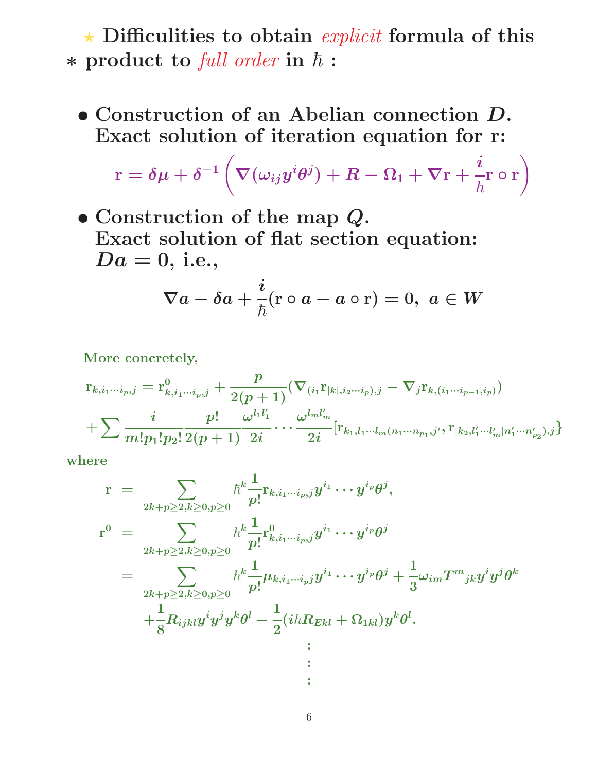⋆ **Difficulities to obtain *explicit* formula of this $*$ product to *full order* in $\hbar$ :**

- **Construction of an Abelian connection $D$. Exact solution of iteration equation for r:**

$$\mathrm{r} = \delta\mu + \delta^{-1}\left(\nabla(\omega_{ij}y^i\theta^j) + R - \Omega_1 + \nabla\mathrm{r} + \frac{i}{\hbar}\mathrm{r}\circ\mathrm{r}\right)$$

- **Construction of the map $Q$. Exact solution of flat section equation: $Da = 0$, i.e.,**

$$\nabla a - \delta a + \frac{i}{\hbar}(\mathrm{r}\circ a - a\circ\mathrm{r}) = 0,\ a \in W$$

More concretely,

$$\mathrm{r}_{k,i_1\cdots i_p,j} = \mathrm{r}^0_{k,i_1\cdots i_p,j} + \frac{p}{2(p+1)}(\nabla_{(i_1}\mathrm{r}_{|k|,i_2\cdots i_p),j} - \nabla_j\mathrm{r}_{k,(i_1\cdots i_{p-1},i_p)})$$
$$+\sum\frac{i}{m!p_1!p_2!}\frac{p!}{2(p+1)}\frac{\omega^{l_1l_1'}}{2i}\cdots\frac{\omega^{l_ml_m'}}{2i}[\mathrm{r}_{k_1,l_1\cdots l_m(n_1\cdots n_{p_1},j'}, \mathrm{r}_{|k_2,l_1'\cdots l_m'|n_1'\cdots n_{p_2}'),j}\}$$

where

$$\begin{aligned}
\mathrm{r} &= \sum_{2k+p\geq 2,k\geq 0,p\geq 0}\hbar^k\frac{1}{p!}\mathrm{r}_{k,i_1\cdots i_p,j}y^{i_1}\cdots y^{i_p}\theta^j,\\
\mathrm{r}^0 &= \sum_{2k+p\geq 2,k\geq 0,p\geq 0}\hbar^k\frac{1}{p!}\mathrm{r}^0_{k,i_1\cdots i_p,j}y^{i_1}\cdots y^{i_p}\theta^j\\
&= \sum_{2k+p\geq 2,k\geq 0,p\geq 0}\hbar^k\frac{1}{p!}\mu_{k,i_1\cdots i_pj}y^{i_1}\cdots y^{i_p}\theta^j + \frac{1}{3}\omega_{im}T^m{}_{jk}y^iy^j\theta^k\\
&\quad + \frac{1}{8}R_{ijkl}y^iy^jy^k\theta^l - \frac{1}{2}(i\hbar R_{Ekl} + \Omega_{1kl})y^k\theta^l.\\
&\quad\vdots
\end{aligned}$$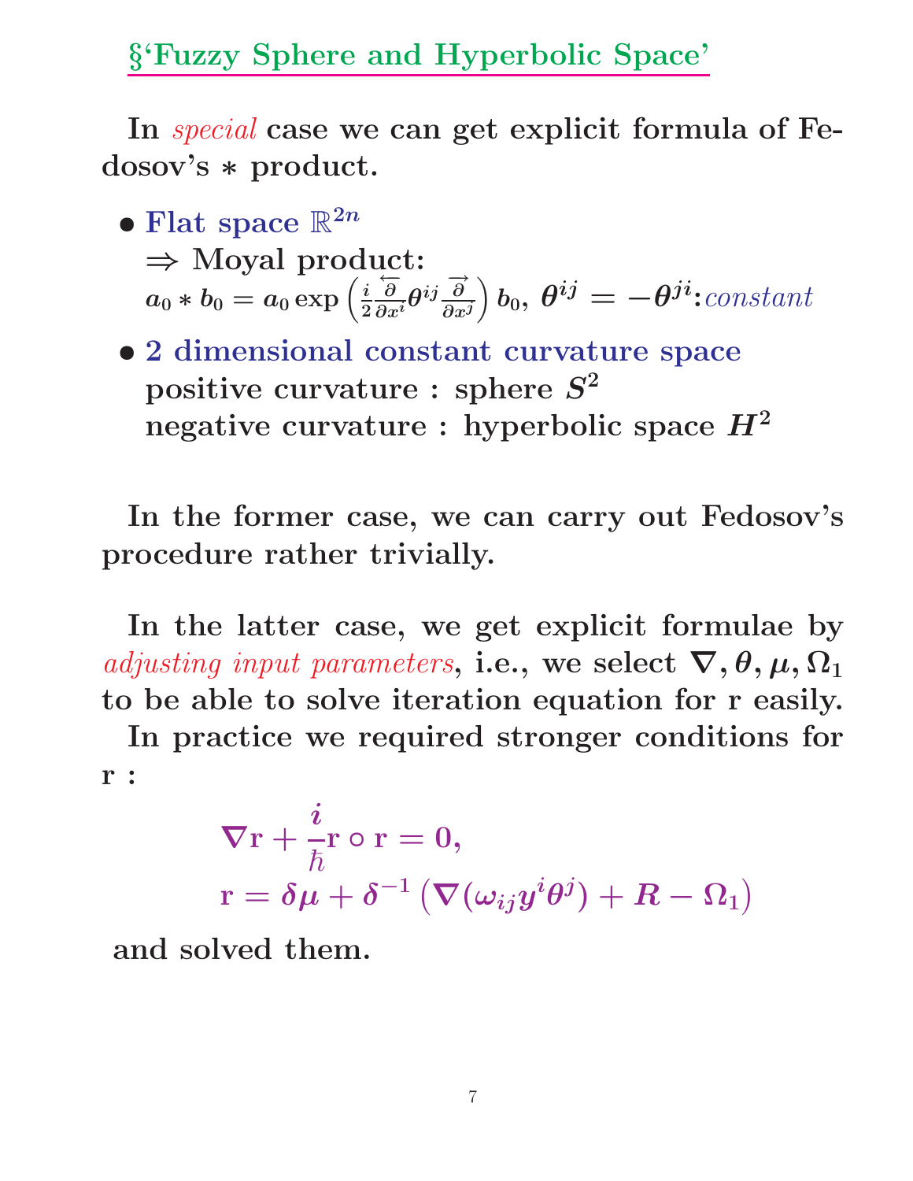## §'Fuzzy Sphere and Hyperbolic Space'

**In *special* case we can get explicit formula of Fedosov's $*$ product.**

- **Flat space $\mathbb{R}^{2n}$**
  $\Rightarrow$ **Moyal product:**
  $a_0 * b_0 = a_0 \exp\left(\frac{i}{2}\frac{\overleftarrow{\partial}}{\partial x^i}\theta^{ij}\frac{\overrightarrow{\partial}}{\partial x^j}\right) b_0,\ \theta^{ij} = -\theta^{ji}$: *constant*
- **2 dimensional constant curvature space**
  **positive curvature : sphere $S^2$**
  **negative curvature : hyperbolic space $H^2$**

**In the former case, we can carry out Fedosov's procedure rather trivially.**

**In the latter case, we get explicit formulae by *adjusting input parameters*, i.e., we select $\nabla, \theta, \mu, \Omega_1$ to be able to solve iteration equation for r easily.**

**In practice we required stronger conditions for r :**

$$
\nabla \mathrm{r} + \frac{i}{\hbar}\mathrm{r} \circ \mathrm{r} = 0,
$$
$$
\mathrm{r} = \delta\mu + \delta^{-1}\left(\nabla(\omega_{ij}y^i\theta^j) + R - \Omega_1\right)
$$

**and solved them.**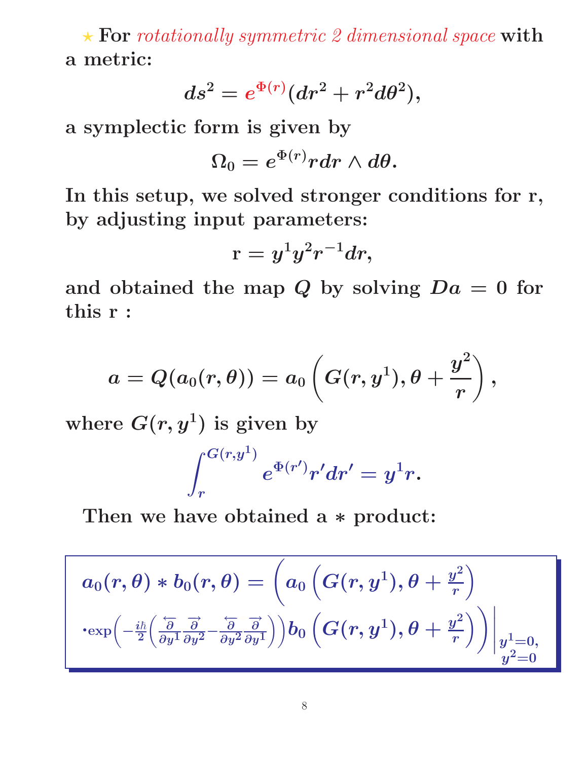⋆ For *rotationally symmetric 2 dimensional space* with a metric:

$$ds^2 = e^{\Phi(r)}(dr^2 + r^2 d\theta^2),$$

a symplectic form is given by

$$\Omega_0 = e^{\Phi(r)} r dr \wedge d\theta.$$

In this setup, we solved stronger conditions for r, by adjusting input parameters:

$$\mathrm{r} = y^1 y^2 r^{-1} dr,$$

and obtained the map $Q$ by solving $Da = 0$ for this r :

$$a = Q(a_0(r,\theta)) = a_0\left(G(r,y^1), \theta + \frac{y^2}{r}\right),$$

where $G(r,y^1)$ is given by

$$\int_r^{G(r,y^1)} e^{\Phi(r')} r' dr' = y^1 r.$$

Then we have obtained a $*$ product:

$$a_0(r,\theta) * b_0(r,\theta) = \left( a_0\left(G(r,y^1), \theta + \frac{y^2}{r}\right) \cdot \exp\left(-\frac{i\hbar}{2}\left(\frac{\overleftarrow{\partial}}{\partial y^1}\frac{\overrightarrow{\partial}}{\partial y^2} - \frac{\overleftarrow{\partial}}{\partial y^2}\frac{\overrightarrow{\partial}}{\partial y^1}\right)\right) b_0\left(G(r,y^1), \theta + \frac{y^2}{r}\right)\right)\Bigg|_{\substack{y^1=0,\\ y^2=0}}$$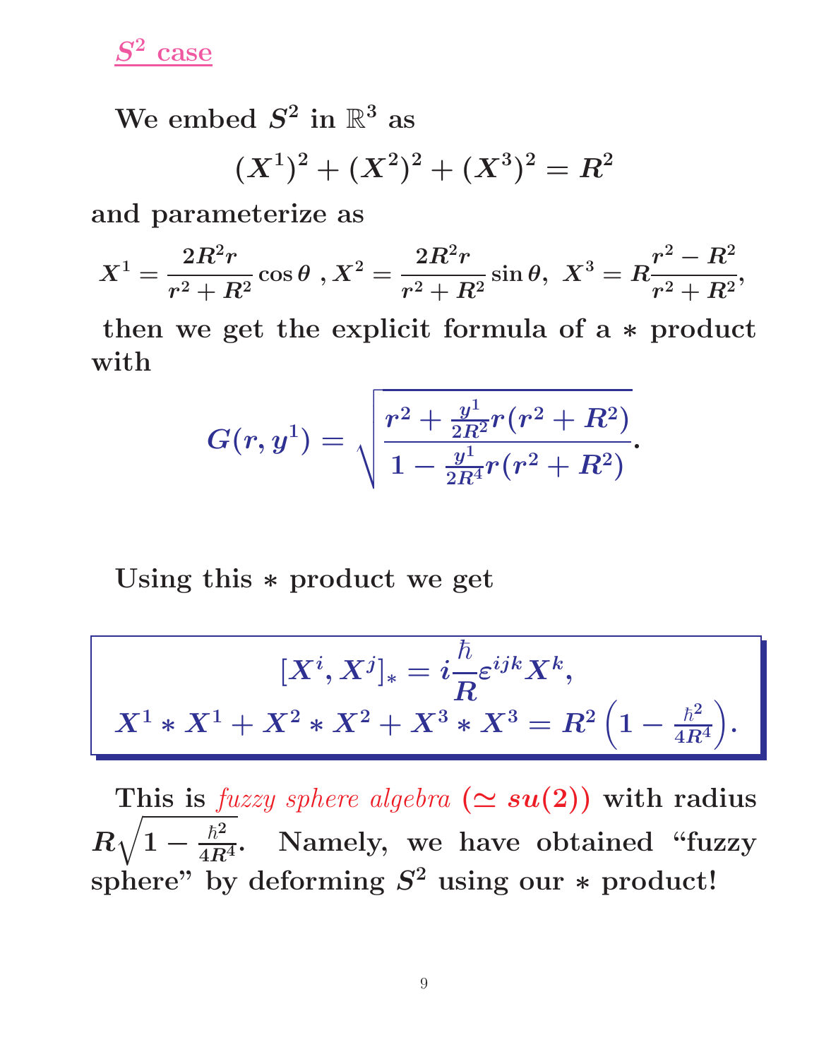## $S^2$ case

We embed $S^2$ in $\mathbb{R}^3$ as

$$(X^1)^2 + (X^2)^2 + (X^3)^2 = R^2$$

and parameterize as

$$X^1 = \frac{2R^2 r}{r^2 + R^2}\cos\theta \ , X^2 = \frac{2R^2 r}{r^2 + R^2}\sin\theta, \ X^3 = R\frac{r^2 - R^2}{r^2 + R^2},$$

then we get the explicit formula of a $*$ product with

$$G(r, y^1) = \sqrt{\frac{r^2 + \frac{y^1}{2R^2} r(r^2 + R^2)}{1 - \frac{y^1}{2R^4} r(r^2 + R^2)}}.$$

Using this $*$ product we get

$$[X^i, X^j]_* = i\frac{\hbar}{R}\varepsilon^{ijk}X^k,$$
$$X^1 * X^1 + X^2 * X^2 + X^3 * X^3 = R^2\left(1 - \frac{\hbar^2}{4R^4}\right).$$

This is *fuzzy sphere algebra* ($\simeq su(2)$) with radius $R\sqrt{1 - \frac{\hbar^2}{4R^4}}$. Namely, we have obtained "fuzzy sphere" by deforming $S^2$ using our $*$ product!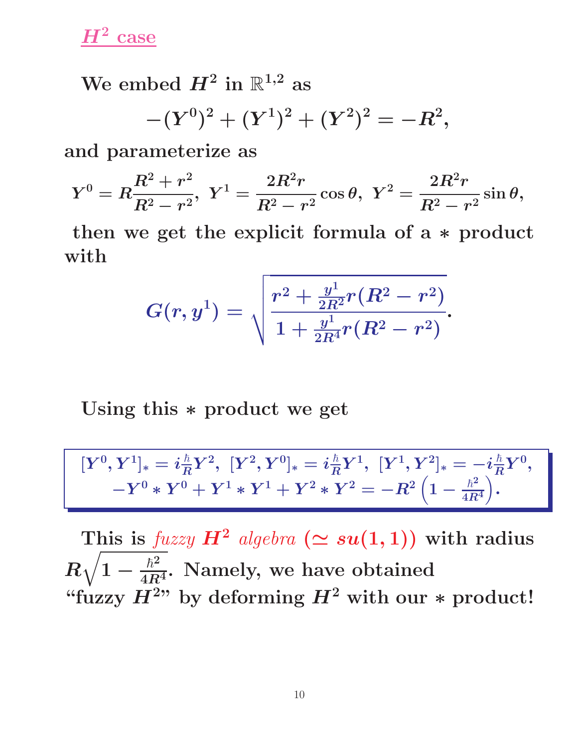## $H^2$ case

We embed $H^2$ in $\mathbb{R}^{1,2}$ as

$$-(Y^0)^2 + (Y^1)^2 + (Y^2)^2 = -R^2,$$

and parameterize as

$$Y^0 = R\frac{R^2 + r^2}{R^2 - r^2},\ Y^1 = \frac{2R^2 r}{R^2 - r^2}\cos\theta,\ Y^2 = \frac{2R^2 r}{R^2 - r^2}\sin\theta,$$

then we get the explicit formula of a $*$ product with

$$G(r, y^1) = \sqrt{\frac{r^2 + \frac{y^1}{2R^2} r(R^2 - r^2)}{1 + \frac{y^1}{2R^4} r(R^2 - r^2)}}.$$

Using this $*$ product we get

$$[Y^0, Y^1]_* = i\frac{\hbar}{R}Y^2,\ [Y^2, Y^0]_* = i\frac{\hbar}{R}Y^1,\ [Y^1, Y^2]_* = -i\frac{\hbar}{R}Y^0,$$
$$-Y^0 * Y^0 + Y^1 * Y^1 + Y^2 * Y^2 = -R^2\left(1 - \frac{\hbar^2}{4R^4}\right).$$

This is *fuzzy* $H^2$ *algebra* ($\simeq su(1,1)$) with radius $R\sqrt{1 - \frac{\hbar^2}{4R^4}}$. Namely, we have obtained "fuzzy $H^2$" by deforming $H^2$ with our $*$ product!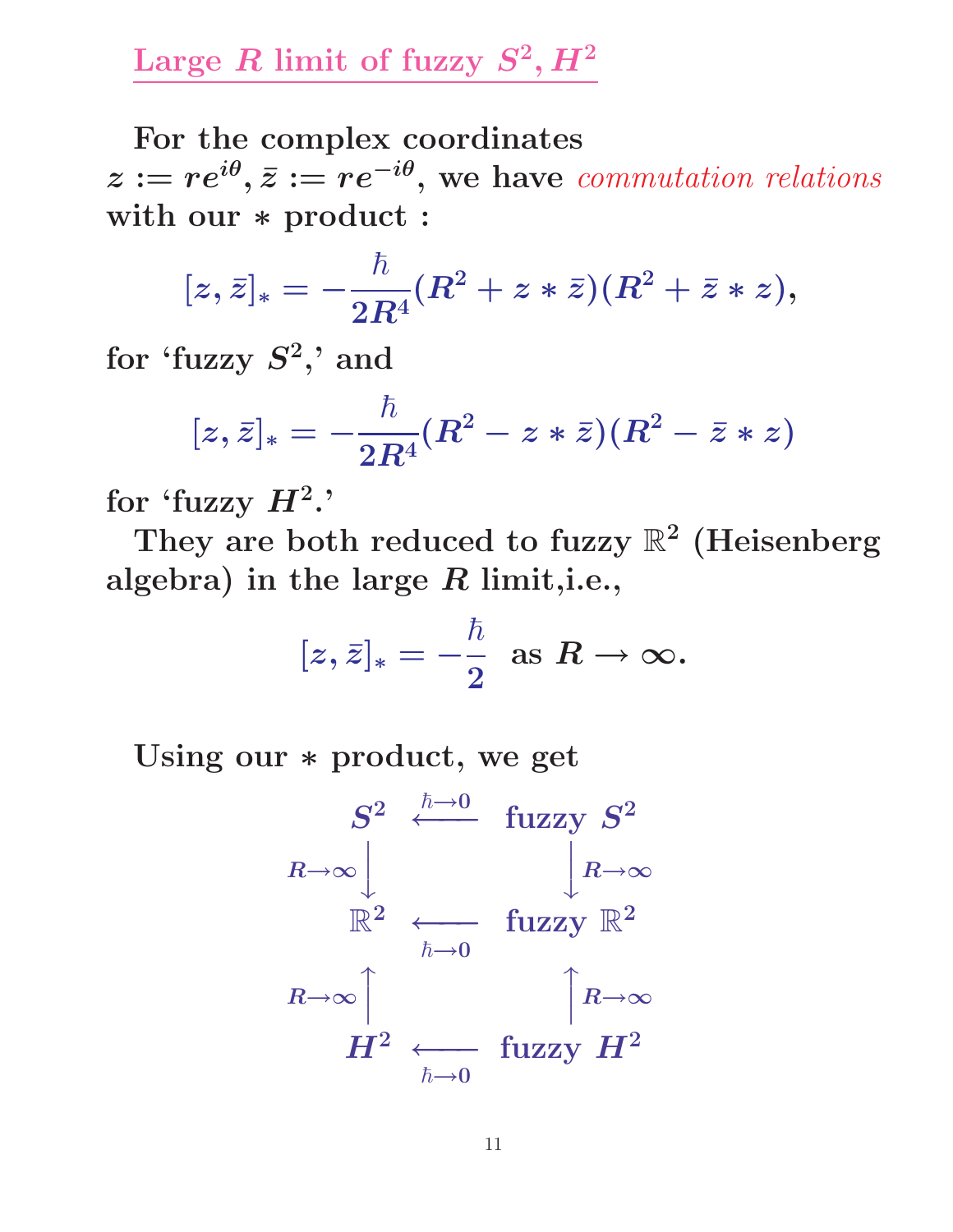## Large $R$ limit of fuzzy $S^2, H^2$

For the complex coordinates $z := re^{i\theta}, \bar{z} := re^{-i\theta}$, we have *commutation relations* with our $*$ product :

$$[z, \bar{z}]_* = -\frac{\hbar}{2R^4}(R^2 + z * \bar{z})(R^2 + \bar{z} * z),$$

for 'fuzzy $S^2$,' and

$$[z, \bar{z}]_* = -\frac{\hbar}{2R^4}(R^2 - z * \bar{z})(R^2 - \bar{z} * z)$$

for 'fuzzy $H^2$.'

They are both reduced to fuzzy $\mathbb{R}^2$ (Heisenberg algebra) in the large $R$ limit,i.e.,

$$[z, \bar{z}]_* = -\frac{\hbar}{2} \text{ as } R \to \infty.$$

Using our $*$ product, we get

$$\begin{array}{ccc}
S^2 & \xleftarrow{\hbar \to 0} & \text{fuzzy } S^2 \\
{\scriptstyle R\to\infty}\downarrow & & \downarrow{\scriptstyle R\to\infty} \\
\mathbb{R}^2 & \xleftarrow[\hbar \to 0]{} & \text{fuzzy } \mathbb{R}^2 \\
{\scriptstyle R\to\infty}\uparrow & & \uparrow{\scriptstyle R\to\infty} \\
H^2 & \xleftarrow[\hbar \to 0]{} & \text{fuzzy } H^2
\end{array}$$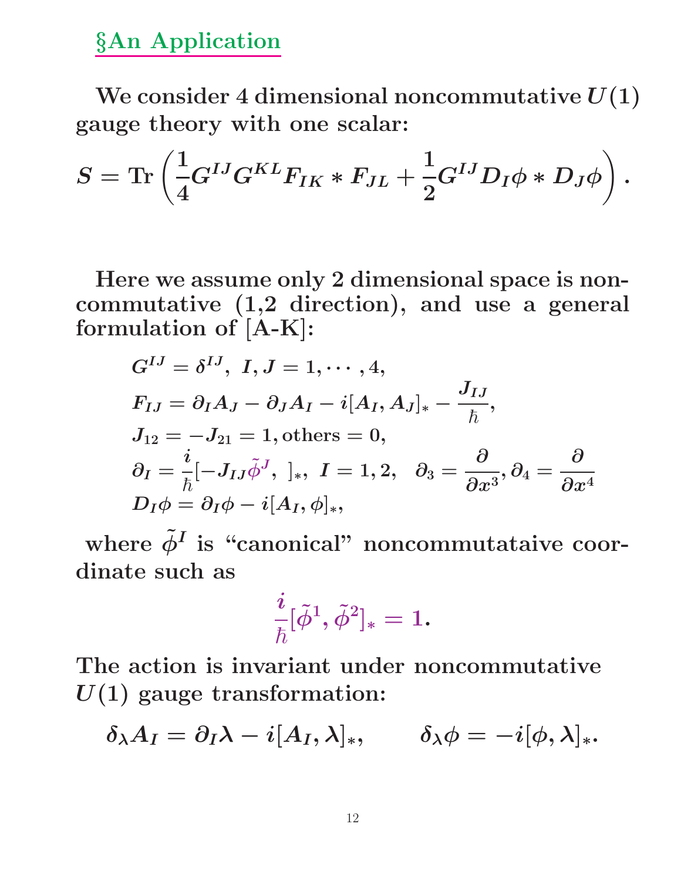## §An Application

We consider 4 dimensional noncommutative $U(1)$ gauge theory with one scalar:

$$S = \mathrm{Tr}\left(\frac{1}{4}G^{IJ}G^{KL}F_{IK} * F_{JL} + \frac{1}{2}G^{IJ}D_I\phi * D_J\phi\right).$$

Here we assume only 2 dimensional space is noncommutative (1,2 direction), and use a general formulation of [A-K]:

$$G^{IJ} = \delta^{IJ},\ I, J = 1, \cdots, 4,$$
$$F_{IJ} = \partial_I A_J - \partial_J A_I - i[A_I, A_J]_* - \frac{J_{IJ}}{\hbar},$$
$$J_{12} = -J_{21} = 1, \text{others} = 0,$$
$$\partial_I = \frac{i}{\hbar}[-J_{IJ}\tilde{\phi}^J,\ ]_*,\ I = 1, 2, \quad \partial_3 = \frac{\partial}{\partial x^3}, \partial_4 = \frac{\partial}{\partial x^4}$$
$$D_I\phi = \partial_I\phi - i[A_I, \phi]_*,$$

where $\tilde{\phi}^I$ is "canonical" noncommutataive coordinate such as

$$\frac{i}{\hbar}[\tilde{\phi}^1, \tilde{\phi}^2]_* = 1.$$

The action is invariant under noncommutative $U(1)$ gauge transformation:

$$\delta_\lambda A_I = \partial_I\lambda - i[A_I, \lambda]_*, \qquad \delta_\lambda\phi = -i[\phi, \lambda]_*.$$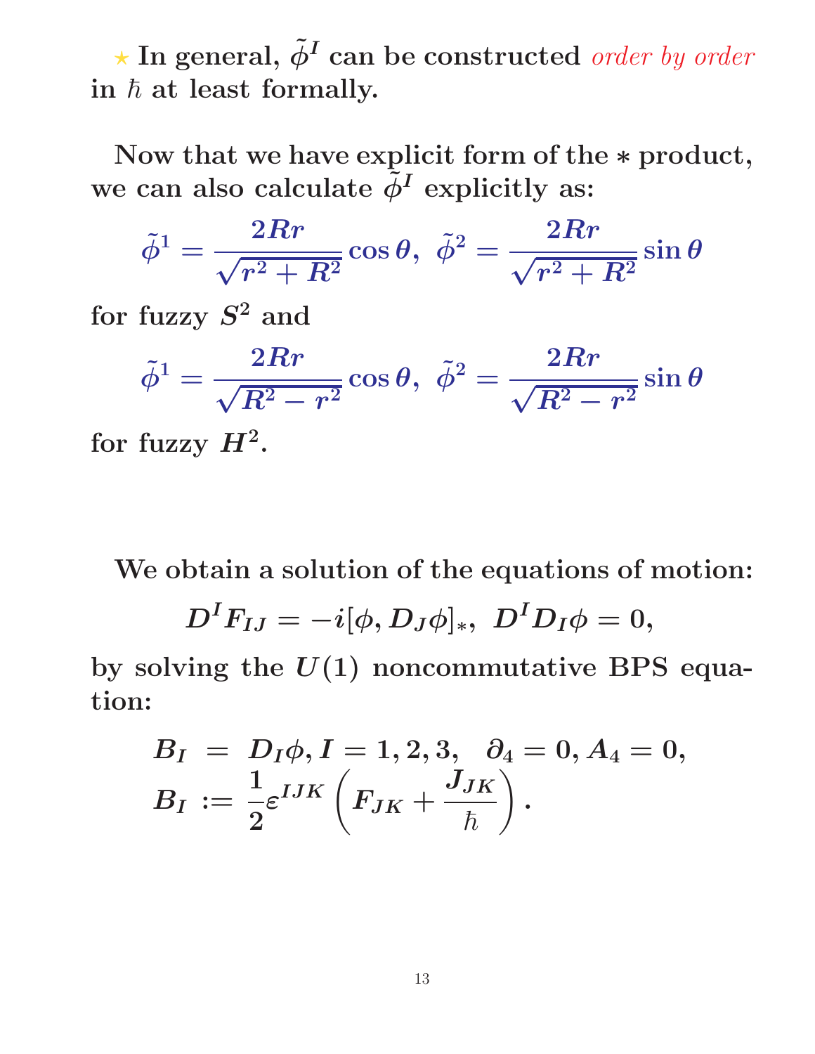⋆ **In general, $\tilde{\phi}^I$ can be constructed** *order by order* **in $\hbar$ at least formally.**

**Now that we have explicit form of the $*$ product, we can also calculate $\tilde{\phi}^I$ explicitly as:**

$$\tilde{\phi}^1 = \frac{2Rr}{\sqrt{r^2+R^2}}\cos\theta, \ \tilde{\phi}^2 = \frac{2Rr}{\sqrt{r^2+R^2}}\sin\theta$$

**for fuzzy $S^2$ and**

$$\tilde{\phi}^1 = \frac{2Rr}{\sqrt{R^2-r^2}}\cos\theta, \ \tilde{\phi}^2 = \frac{2Rr}{\sqrt{R^2-r^2}}\sin\theta$$

**for fuzzy $H^2$.**

**We obtain a solution of the equations of motion:**

$$D^I F_{IJ} = -i[\phi, D_J\phi]_*, \ D^I D_I \phi = 0,$$

**by solving the $U(1)$ noncommutative BPS equation:**

$$\begin{aligned} B_I &= D_I\phi, I = 1,2,3, \quad \partial_4 = 0, A_4 = 0, \\ B_I &:= \frac{1}{2}\varepsilon^{IJK}\left(F_{JK} + \frac{J_{JK}}{\hbar}\right). \end{aligned}$$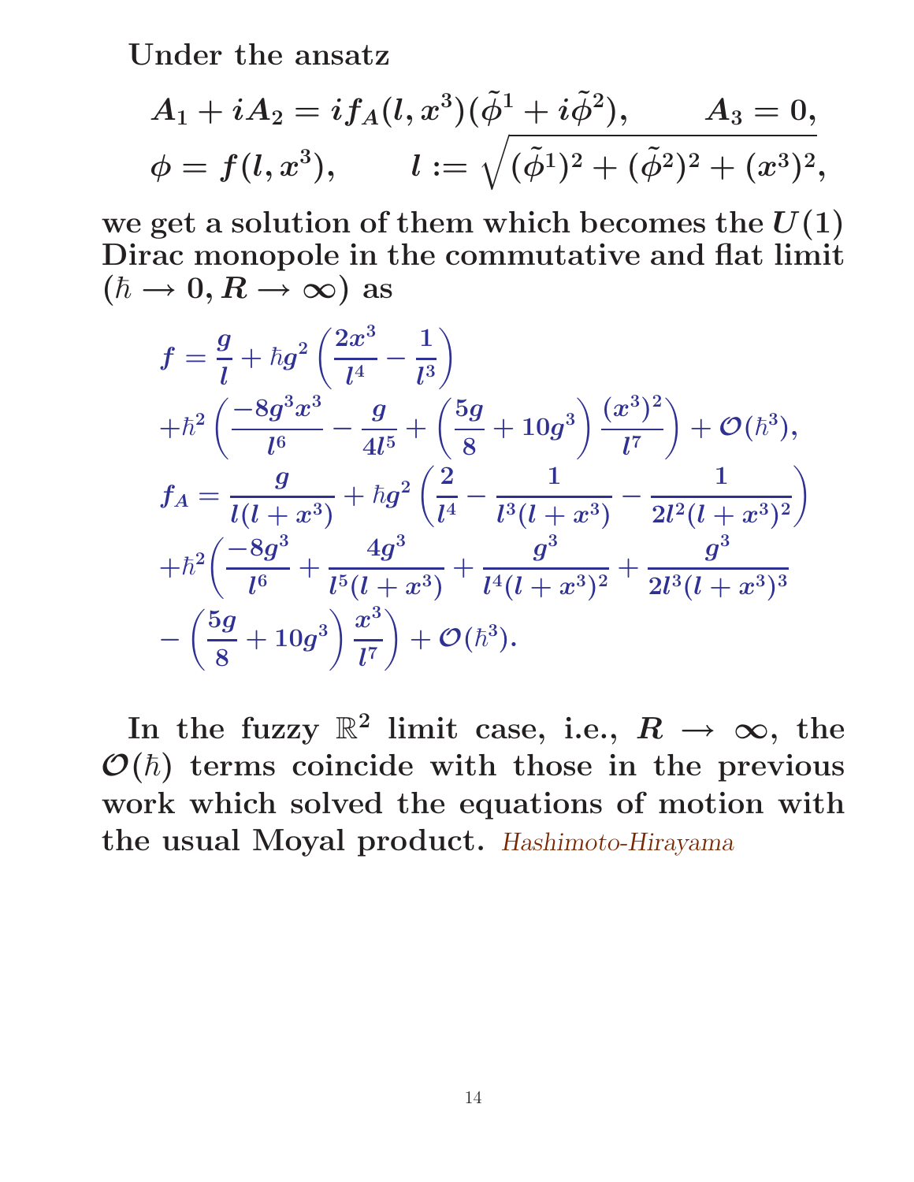**Under the ansatz**

$$
A_1 + iA_2 = if_A(l, x^3)(\tilde{\phi}^1 + i\tilde{\phi}^2), \qquad A_3 = 0,
$$

$$
\phi = f(l, x^3), \qquad l := \sqrt{(\tilde{\phi}^1)^2 + (\tilde{\phi}^2)^2 + (x^3)^2},
$$

**we get a solution of them which becomes the $U(1)$ Dirac monopole in the commutative and flat limit ($\hbar \to 0, R \to \infty$) as**

$$
\begin{aligned}
f &= \frac{g}{l} + \hbar g^2 \left( \frac{2x^3}{l^4} - \frac{1}{l^3} \right) \\
&+ \hbar^2 \left( \frac{-8g^3 x^3}{l^6} - \frac{g}{4l^5} + \left( \frac{5g}{8} + 10g^3 \right) \frac{(x^3)^2}{l^7} \right) + \mathcal{O}(\hbar^3), \\
f_A &= \frac{g}{l(l+x^3)} + \hbar g^2 \left( \frac{2}{l^4} - \frac{1}{l^3(l+x^3)} - \frac{1}{2l^2(l+x^3)^2} \right) \\
&+ \hbar^2 \Bigg( \frac{-8g^3}{l^6} + \frac{4g^3}{l^5(l+x^3)} + \frac{g^3}{l^4(l+x^3)^2} + \frac{g^3}{2l^3(l+x^3)^3} \\
&- \left( \frac{5g}{8} + 10g^3 \right) \frac{x^3}{l^7} \Bigg) + \mathcal{O}(\hbar^3).
\end{aligned}
$$

**In the fuzzy $\mathbb{R}^2$ limit case, i.e., $R \to \infty$, the $\mathcal{O}(\hbar)$ terms coincide with those in the previous work which solved the equations of motion with the usual Moyal product.** *Hashimoto-Hirayama*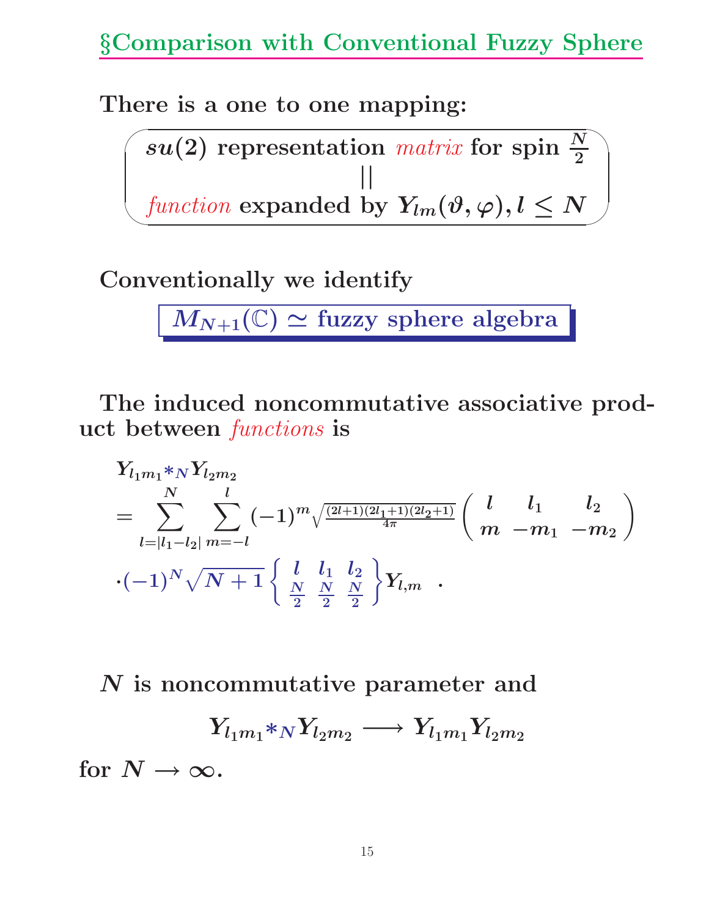## §Comparison with Conventional Fuzzy Sphere

There is a one to one mapping:

$$
\begin{array}{c}
su(2) \text{ representation } \textit{matrix} \text{ for spin } \frac{N}{2} \\
|| \\
\textit{function} \text{ expanded by } Y_{lm}(\vartheta, \varphi), l \leq N
\end{array}
$$

Conventionally we identify

$$
M_{N+1}(\mathbb{C}) \simeq \text{fuzzy sphere algebra}
$$

The induced noncommutative associative product between *functions* is

$$
\begin{aligned}
& Y_{l_1 m_1} *_N Y_{l_2 m_2} \\
&= \sum_{l=|l_1-l_2|}^{N} \sum_{m=-l}^{l} (-1)^m \sqrt{\tfrac{(2l+1)(2l_1+1)(2l_2+1)}{4\pi}} \begin{pmatrix} l & l_1 & l_2 \\ m & -m_1 & -m_2 \end{pmatrix} \\
&\cdot (-1)^N \sqrt{N+1} \begin{Bmatrix} l & l_1 & l_2 \\ \frac{N}{2} & \frac{N}{2} & \frac{N}{2} \end{Bmatrix} Y_{l,m} \quad .
\end{aligned}
$$

$N$ is noncommutative parameter and

$$
Y_{l_1 m_1} *_N Y_{l_2 m_2} \longrightarrow Y_{l_1 m_1} Y_{l_2 m_2}
$$

for $N \to \infty$.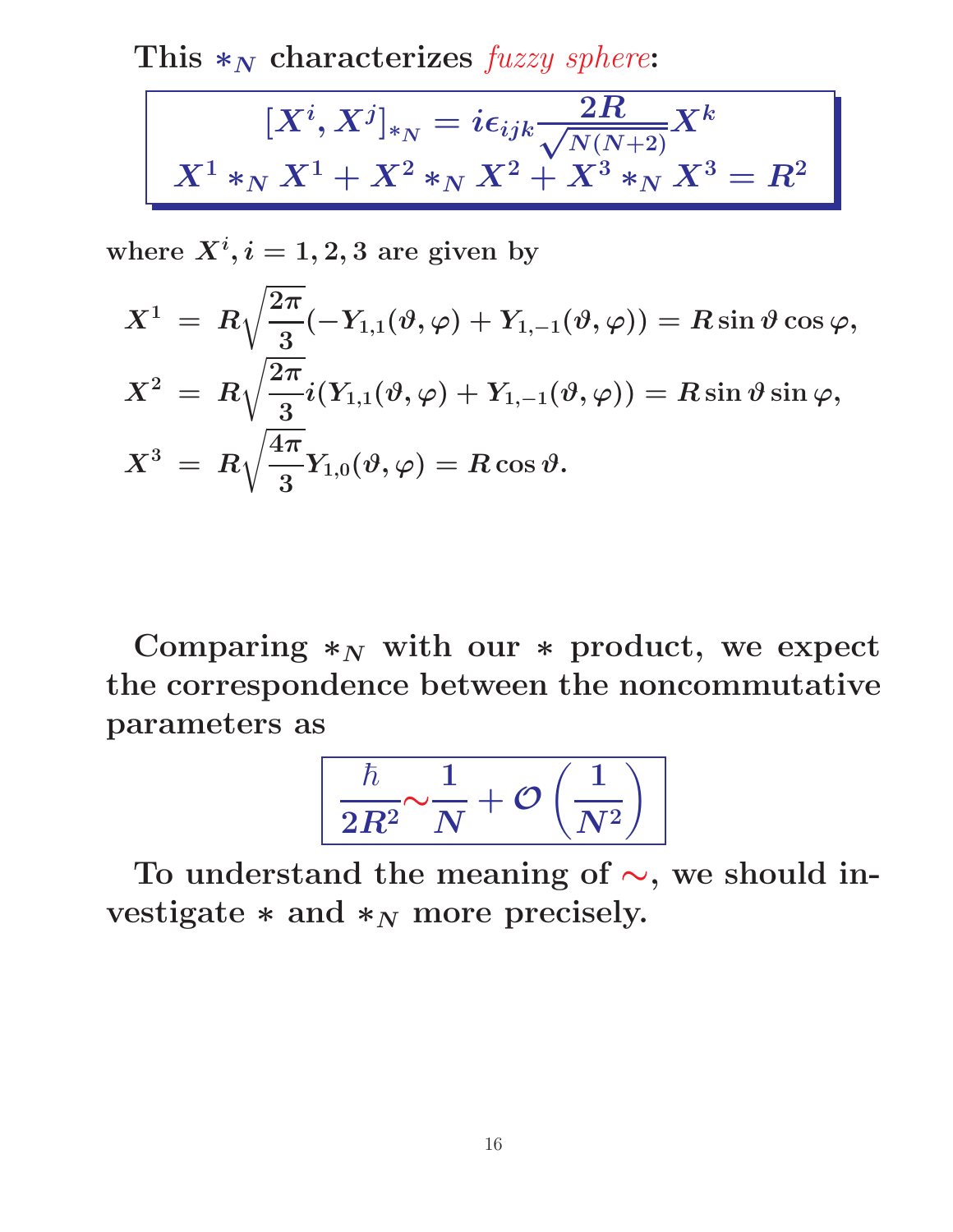**This $*_N$ characterizes** ***fuzzy sphere*****:**

$$
\boxed{\begin{array}{c} [X^i, X^j]_{*_N} = i\epsilon_{ijk}\dfrac{2R}{\sqrt{N(N+2)}}X^k \\ X^1 *_N X^1 + X^2 *_N X^2 + X^3 *_N X^3 = R^2 \end{array}}
$$

**where $X^i, i = 1, 2, 3$ are given by**

$$
\begin{aligned}
X^1 &= R\sqrt{\frac{2\pi}{3}}(-Y_{1,1}(\vartheta,\varphi) + Y_{1,-1}(\vartheta,\varphi)) = R\sin\vartheta\cos\varphi, \\
X^2 &= R\sqrt{\frac{2\pi}{3}}i(Y_{1,1}(\vartheta,\varphi) + Y_{1,-1}(\vartheta,\varphi)) = R\sin\vartheta\sin\varphi, \\
X^3 &= R\sqrt{\frac{4\pi}{3}}Y_{1,0}(\vartheta,\varphi) = R\cos\vartheta.
\end{aligned}
$$

**Comparing $*_N$ with our $*$ product, we expect the correspondence between the noncommutative parameters as**

$$
\boxed{\frac{\hbar}{2R^2} \sim \frac{1}{N} + \mathcal{O}\left(\frac{1}{N^2}\right)}
$$

**To understand the meaning of $\sim$, we should investigate $*$ and $*_N$ more precisely.**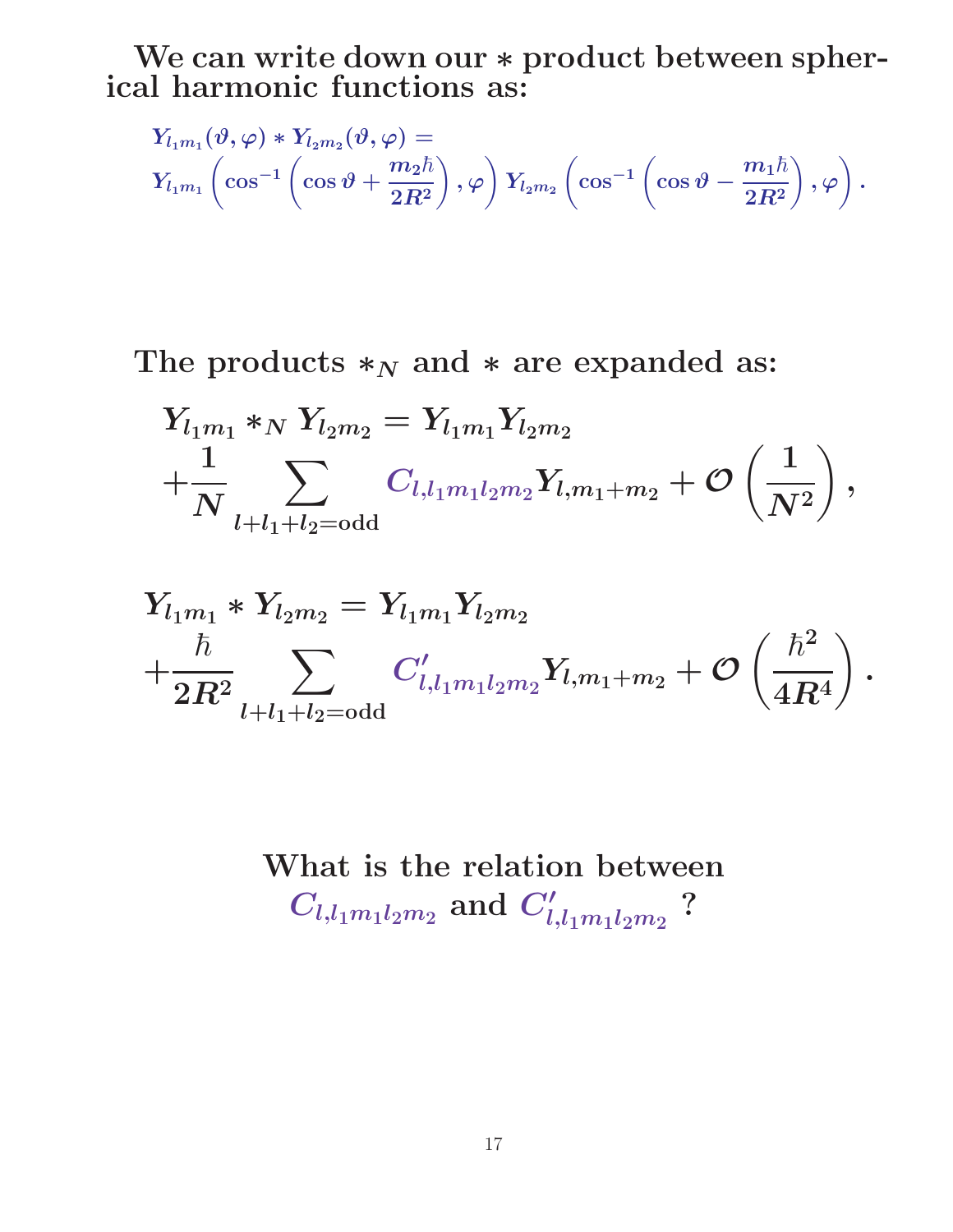We can write down our $*$ product between spherical harmonic functions as:

$$Y_{l_1 m_1}(\vartheta, \varphi) * Y_{l_2 m_2}(\vartheta, \varphi) =$$
$$Y_{l_1 m_1}\left(\cos^{-1}\left(\cos\vartheta + \frac{m_2 \hbar}{2R^2}\right), \varphi\right) Y_{l_2 m_2}\left(\cos^{-1}\left(\cos\vartheta - \frac{m_1 \hbar}{2R^2}\right), \varphi\right).$$

The products $*_N$ and $*$ are expanded as:

$$Y_{l_1 m_1} *_N Y_{l_2 m_2} = Y_{l_1 m_1} Y_{l_2 m_2} + \frac{1}{N} \sum_{l + l_1 + l_2 = \text{odd}} C_{l, l_1 m_1 l_2 m_2} Y_{l, m_1 + m_2} + \mathcal{O}\left(\frac{1}{N^2}\right),$$

$$Y_{l_1 m_1} * Y_{l_2 m_2} = Y_{l_1 m_1} Y_{l_2 m_2} + \frac{\hbar}{2R^2} \sum_{l + l_1 + l_2 = \text{odd}} C'_{l, l_1 m_1 l_2 m_2} Y_{l, m_1 + m_2} + \mathcal{O}\left(\frac{\hbar^2}{4R^4}\right).$$

What is the relation between $C_{l, l_1 m_1 l_2 m_2}$ and $C'_{l, l_1 m_1 l_2 m_2}$ ?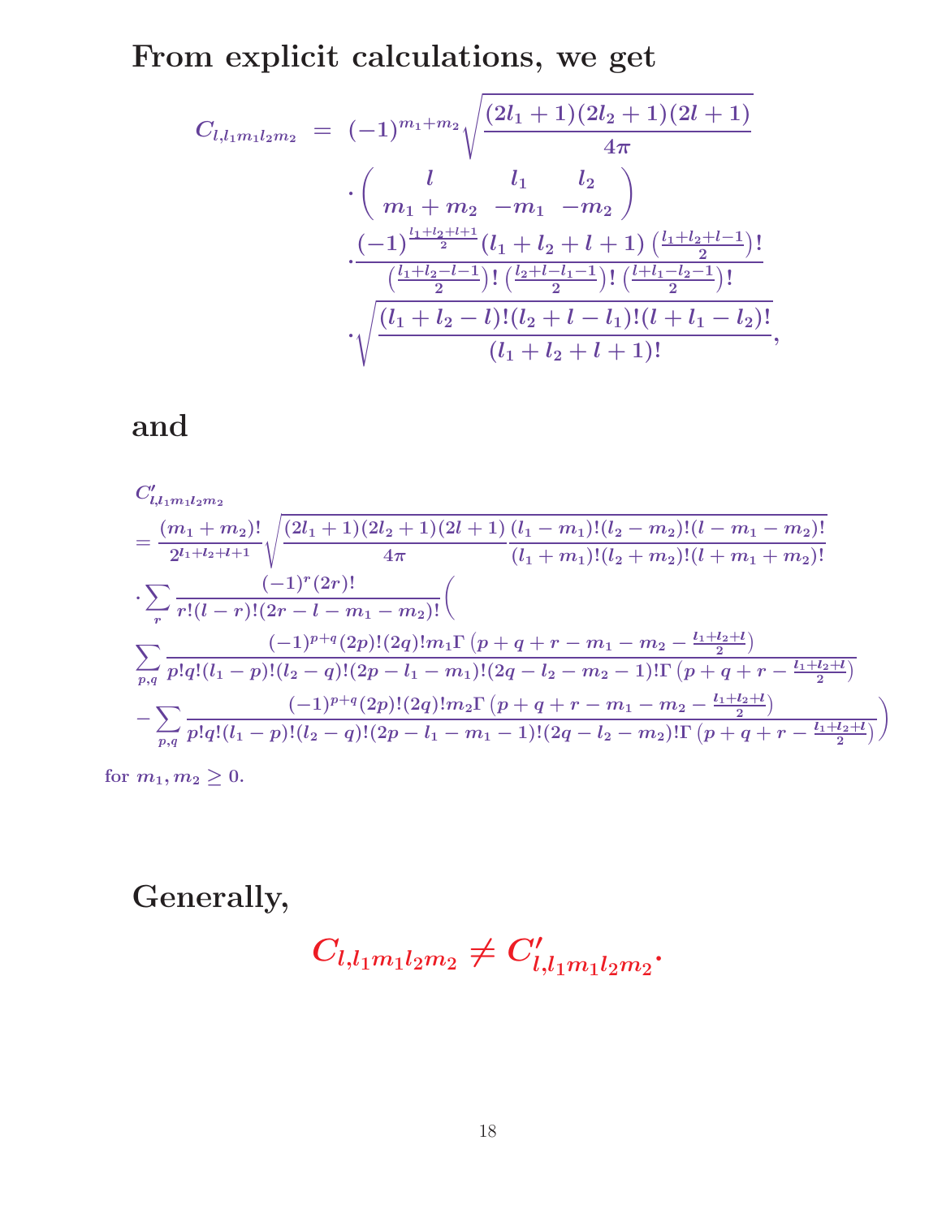## From explicit calculations, we get

$$
\begin{aligned}
C_{l,l_1m_1l_2m_2} \;=\;& (-1)^{m_1+m_2}\sqrt{\frac{(2l_1+1)(2l_2+1)(2l+1)}{4\pi}} \\
&\cdot \begin{pmatrix} l & l_1 & l_2 \\ m_1+m_2 & -m_1 & -m_2 \end{pmatrix} \\
&\cdot \frac{(-1)^{\frac{l_1+l_2+l+1}{2}}(l_1+l_2+l+1)\left(\frac{l_1+l_2+l-1}{2}\right)!}{\left(\frac{l_1+l_2-l-1}{2}\right)!\left(\frac{l_2+l-l_1-1}{2}\right)!\left(\frac{l+l_1-l_2-1}{2}\right)!} \\
&\cdot \sqrt{\frac{(l_1+l_2-l)!(l_2+l-l_1)!(l+l_1-l_2)!}{(l_1+l_2+l+1)!}},
\end{aligned}
$$

## and

$$
\begin{aligned}
&C'_{l,l_1m_1l_2m_2} \\
&= \frac{(m_1+m_2)!}{2^{l_1+l_2+l+1}}\sqrt{\frac{(2l_1+1)(2l_2+1)(2l+1)}{4\pi}\frac{(l_1-m_1)!(l_2-m_2)!(l-m_1-m_2)!}{(l_1+m_1)!(l_2+m_2)!(l+m_1+m_2)!}} \\
&\cdot \sum_r \frac{(-1)^r(2r)!}{r!(l-r)!(2r-l-m_1-m_2)!}\Bigg( \\
&\sum_{p,q}\frac{(-1)^{p+q}(2p)!(2q)!m_1\Gamma\left(p+q+r-m_1-m_2-\frac{l_1+l_2+l}{2}\right)}{p!q!(l_1-p)!(l_2-q)!(2p-l_1-m_1)!(2q-l_2-m_2-1)!\Gamma\left(p+q+r-\frac{l_1+l_2+l}{2}\right)} \\
&-\sum_{p,q}\frac{(-1)^{p+q}(2p)!(2q)!m_2\Gamma\left(p+q+r-m_1-m_2-\frac{l_1+l_2+l}{2}\right)}{p!q!(l_1-p)!(l_2-q)!(2p-l_1-m_1-1)!(2q-l_2-m_2)!\Gamma\left(p+q+r-\frac{l_1+l_2+l}{2}\right)}\Bigg)
\end{aligned}
$$

for $m_1, m_2 \geq 0$.

## Generally,

$$
C_{l,l_1m_1l_2m_2} \neq C'_{l,l_1m_1l_2m_2}.
$$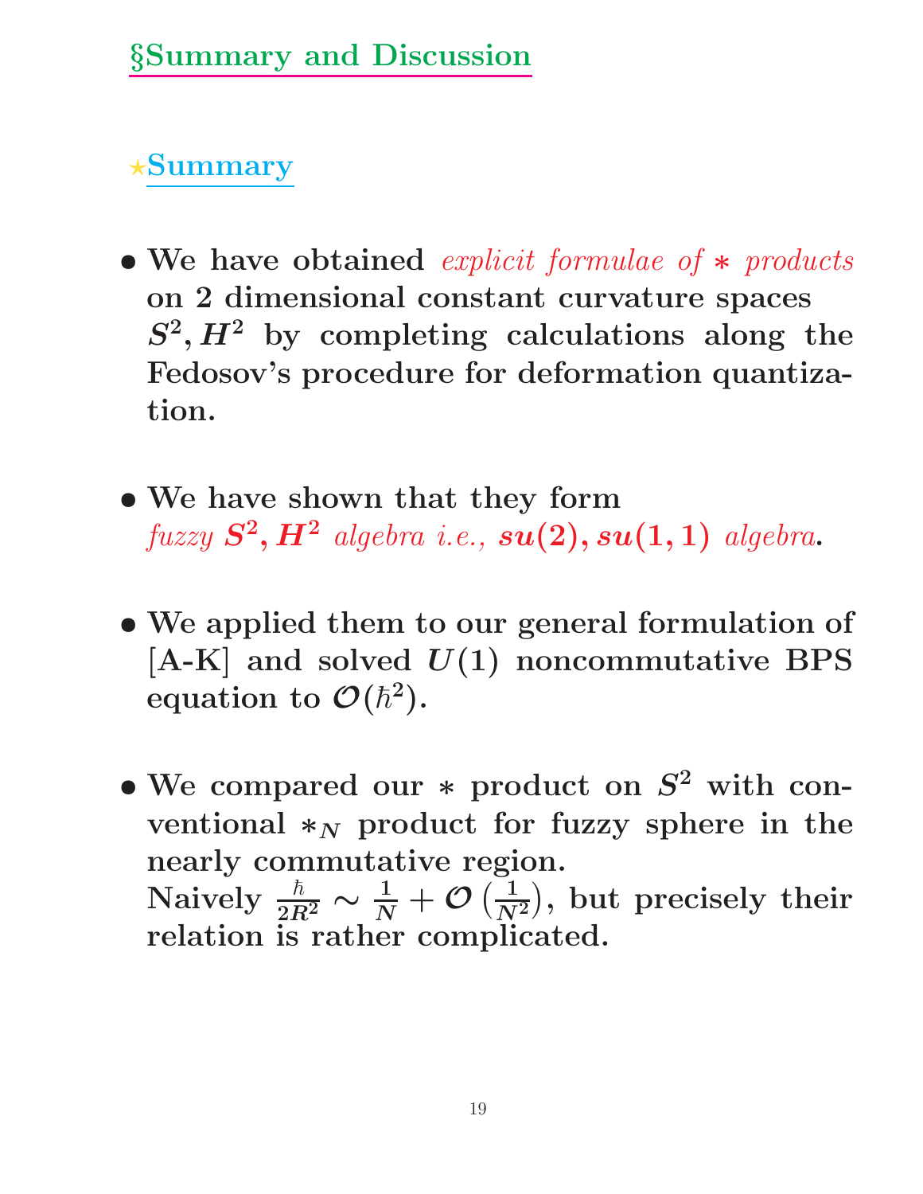## §Summary and Discussion

### ⋆Summary

- We have obtained *explicit formulae of $*$ products* on 2 dimensional constant curvature spaces $S^2, H^2$ by completing calculations along the Fedosov's procedure for deformation quantization.

- We have shown that they form *fuzzy $S^2, H^2$ algebra i.e., $su(2), su(1,1)$ algebra*.

- We applied them to our general formulation of [A-K] and solved $U(1)$ noncommutative BPS equation to $\mathcal{O}(\hbar^2)$.

- We compared our $*$ product on $S^2$ with conventional $*_N$ product for fuzzy sphere in the nearly commutative region.
  Naively $\frac{\hbar}{2R^2} \sim \frac{1}{N} + \mathcal{O}\left(\frac{1}{N^2}\right)$, but precisely their relation is rather complicated.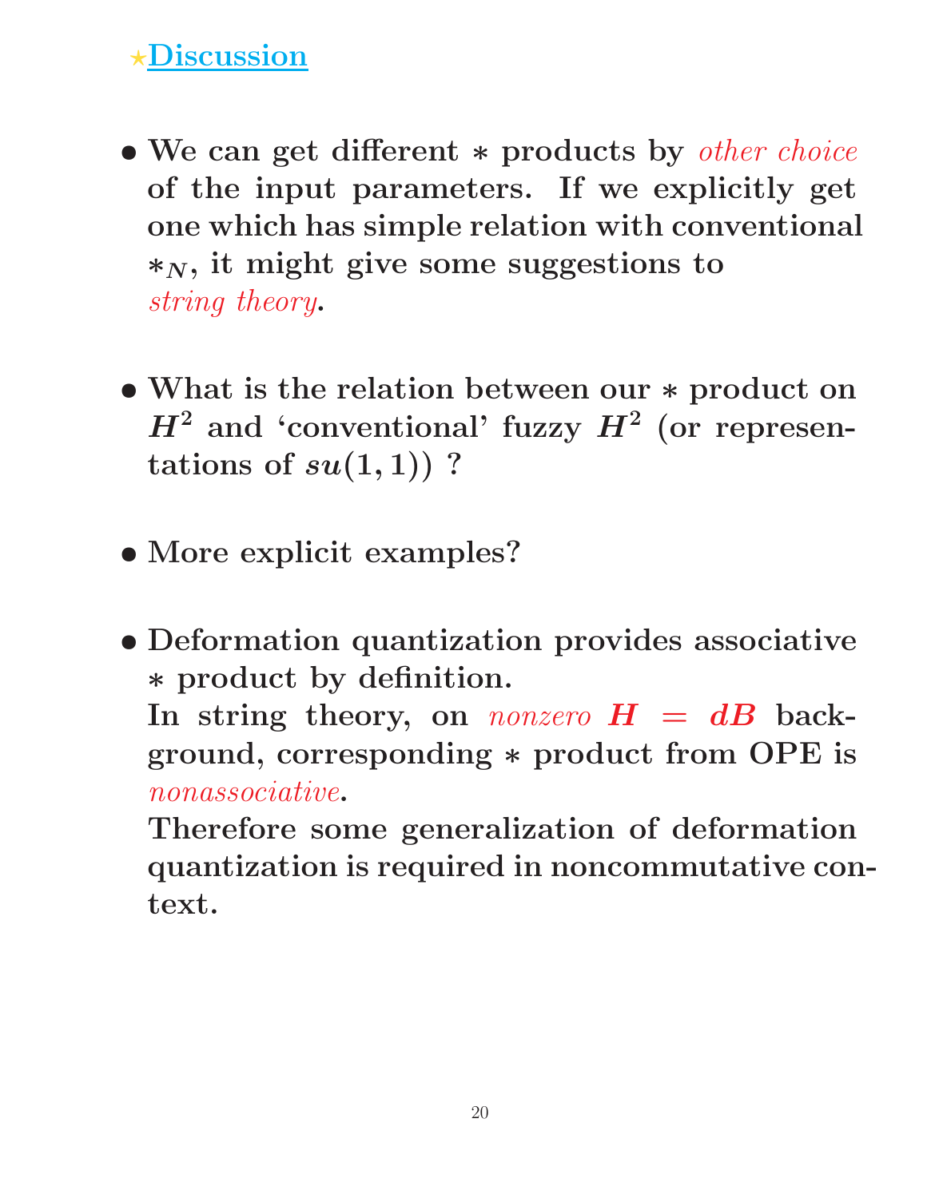## ⋆Discussion

- **We can get different $*$ products by *other choice* of the input parameters. If we explicitly get one which has simple relation with conventional $*_N$, it might give some suggestions to *string theory*.**

- **What is the relation between our $*$ product on $H^2$ and 'conventional' fuzzy $H^2$ (or representations of $su(1,1)$) ?**

- **More explicit examples?**

- **Deformation quantization provides associative $*$ product by definition.**
  **In string theory, on *nonzero* $H = dB$ background, corresponding $*$ product from OPE is *nonassociative*.**
  **Therefore some generalization of deformation quantization is required in noncommutative context.**